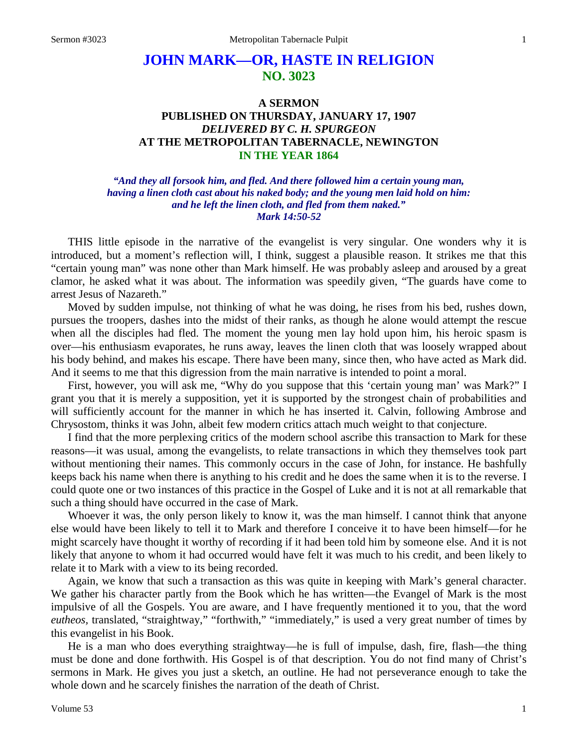# JOHN MARK—OR, HASTE IN RELIGION
## NO. 3023

### A SERMON
### PUBLISHED ON THURSDAY, JANUARY 17, 1907
### *DELIVERED BY C. H. SPURGEON*
### AT THE METROPOLITAN TABERNACLE, NEWINGTON
### IN THE YEAR 1864

***"And they all forsook him, and fled. And there followed him a certain young man, having a linen cloth cast about his naked body; and the young men laid hold on him: and he left the linen cloth, and fled from them naked." Mark 14:50-52***

THIS little episode in the narrative of the evangelist is very singular. One wonders why it is introduced, but a moment's reflection will, I think, suggest a plausible reason. It strikes me that this "certain young man" was none other than Mark himself. He was probably asleep and aroused by a great clamor, he asked what it was about. The information was speedily given, "The guards have come to arrest Jesus of Nazareth."

Moved by sudden impulse, not thinking of what he was doing, he rises from his bed, rushes down, pursues the troopers, dashes into the midst of their ranks, as though he alone would attempt the rescue when all the disciples had fled. The moment the young men lay hold upon him, his heroic spasm is over—his enthusiasm evaporates, he runs away, leaves the linen cloth that was loosely wrapped about his body behind, and makes his escape. There have been many, since then, who have acted as Mark did. And it seems to me that this digression from the main narrative is intended to point a moral.

First, however, you will ask me, "Why do you suppose that this 'certain young man' was Mark?" I grant you that it is merely a supposition, yet it is supported by the strongest chain of probabilities and will sufficiently account for the manner in which he has inserted it. Calvin, following Ambrose and Chrysostom, thinks it was John, albeit few modern critics attach much weight to that conjecture.

I find that the more perplexing critics of the modern school ascribe this transaction to Mark for these reasons—it was usual, among the evangelists, to relate transactions in which they themselves took part without mentioning their names. This commonly occurs in the case of John, for instance. He bashfully keeps back his name when there is anything to his credit and he does the same when it is to the reverse. I could quote one or two instances of this practice in the Gospel of Luke and it is not at all remarkable that such a thing should have occurred in the case of Mark.

Whoever it was, the only person likely to know it, was the man himself. I cannot think that anyone else would have been likely to tell it to Mark and therefore I conceive it to have been himself—for he might scarcely have thought it worthy of recording if it had been told him by someone else. And it is not likely that anyone to whom it had occurred would have felt it was much to his credit, and been likely to relate it to Mark with a view to its being recorded.

Again, we know that such a transaction as this was quite in keeping with Mark's general character. We gather his character partly from the Book which he has written—the Evangel of Mark is the most impulsive of all the Gospels. You are aware, and I have frequently mentioned it to you, that the word *eutheos,* translated, "straightway," "forthwith," "immediately," is used a very great number of times by this evangelist in his Book.

He is a man who does everything straightway—he is full of impulse, dash, fire, flash—the thing must be done and done forthwith. His Gospel is of that description. You do not find many of Christ's sermons in Mark. He gives you just a sketch, an outline. He had not perseverance enough to take the whole down and he scarcely finishes the narration of the death of Christ.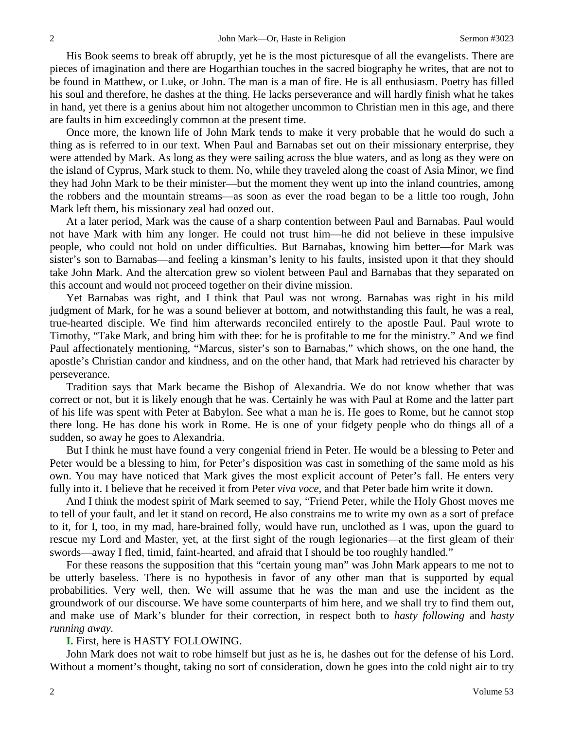His Book seems to break off abruptly, yet he is the most picturesque of all the evangelists. There are pieces of imagination and there are Hogarthian touches in the sacred biography he writes, that are not to be found in Matthew, or Luke, or John. The man is a man of fire. He is all enthusiasm. Poetry has filled his soul and therefore, he dashes at the thing. He lacks perseverance and will hardly finish what he takes in hand, yet there is a genius about him not altogether uncommon to Christian men in this age, and there are faults in him exceedingly common at the present time.

Once more, the known life of John Mark tends to make it very probable that he would do such a thing as is referred to in our text. When Paul and Barnabas set out on their missionary enterprise, they were attended by Mark. As long as they were sailing across the blue waters, and as long as they were on the island of Cyprus, Mark stuck to them. No, while they traveled along the coast of Asia Minor, we find they had John Mark to be their minister—but the moment they went up into the inland countries, among the robbers and the mountain streams—as soon as ever the road began to be a little too rough, John Mark left them, his missionary zeal had oozed out.

At a later period, Mark was the cause of a sharp contention between Paul and Barnabas. Paul would not have Mark with him any longer. He could not trust him—he did not believe in these impulsive people, who could not hold on under difficulties. But Barnabas, knowing him better—for Mark was sister's son to Barnabas—and feeling a kinsman's lenity to his faults, insisted upon it that they should take John Mark. And the altercation grew so violent between Paul and Barnabas that they separated on this account and would not proceed together on their divine mission.

Yet Barnabas was right, and I think that Paul was not wrong. Barnabas was right in his mild judgment of Mark, for he was a sound believer at bottom, and notwithstanding this fault, he was a real, true-hearted disciple. We find him afterwards reconciled entirely to the apostle Paul. Paul wrote to Timothy, "Take Mark, and bring him with thee: for he is profitable to me for the ministry." And we find Paul affectionately mentioning, "Marcus, sister's son to Barnabas," which shows, on the one hand, the apostle's Christian candor and kindness, and on the other hand, that Mark had retrieved his character by perseverance.

Tradition says that Mark became the Bishop of Alexandria. We do not know whether that was correct or not, but it is likely enough that he was. Certainly he was with Paul at Rome and the latter part of his life was spent with Peter at Babylon. See what a man he is. He goes to Rome, but he cannot stop there long. He has done his work in Rome. He is one of your fidgety people who do things all of a sudden, so away he goes to Alexandria.

But I think he must have found a very congenial friend in Peter. He would be a blessing to Peter and Peter would be a blessing to him, for Peter's disposition was cast in something of the same mold as his own. You may have noticed that Mark gives the most explicit account of Peter's fall. He enters very fully into it. I believe that he received it from Peter *viva voce*, and that Peter bade him write it down.

And I think the modest spirit of Mark seemed to say, "Friend Peter, while the Holy Ghost moves me to tell of your fault, and let it stand on record, He also constrains me to write my own as a sort of preface to it, for I, too, in my mad, hare-brained folly, would have run, unclothed as I was, upon the guard to rescue my Lord and Master, yet, at the first sight of the rough legionaries—at the first gleam of their swords—away I fled, timid, faint-hearted, and afraid that I should be too roughly handled."

For these reasons the supposition that this "certain young man" was John Mark appears to me not to be utterly baseless. There is no hypothesis in favor of any other man that is supported by equal probabilities. Very well, then. We will assume that he was the man and use the incident as the groundwork of our discourse. We have some counterparts of him here, and we shall try to find them out, and make use of Mark's blunder for their correction, in respect both to *hasty following* and *hasty running away.*

**I.** First, here is HASTY FOLLOWING.

John Mark does not wait to robe himself but just as he is, he dashes out for the defense of his Lord. Without a moment's thought, taking no sort of consideration, down he goes into the cold night air to try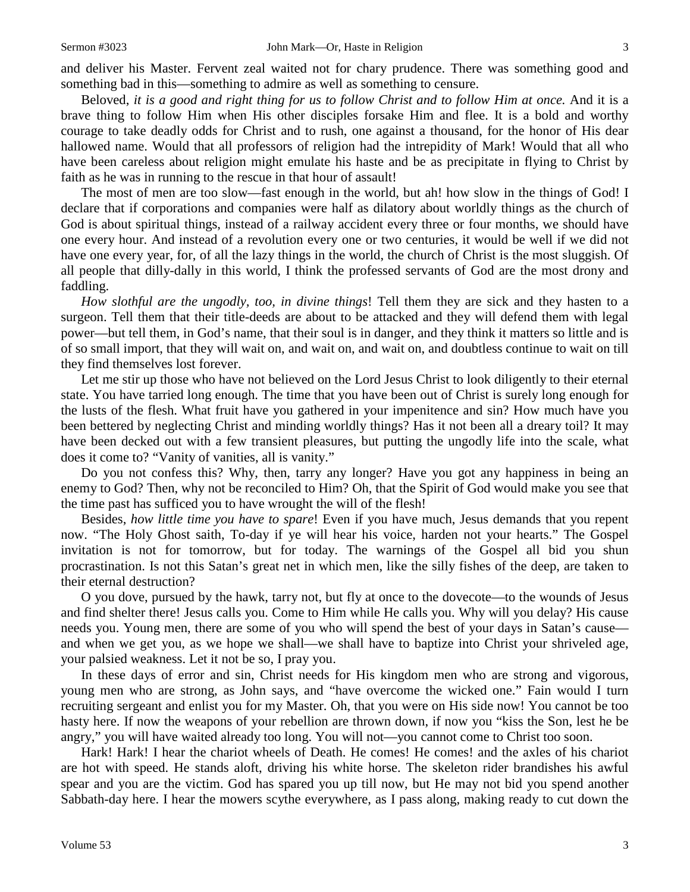and deliver his Master. Fervent zeal waited not for chary prudence. There was something good and something bad in this—something to admire as well as something to censure.

Beloved, *it is a good and right thing for us to follow Christ and to follow Him at once.* And it is a brave thing to follow Him when His other disciples forsake Him and flee. It is a bold and worthy courage to take deadly odds for Christ and to rush, one against a thousand, for the honor of His dear hallowed name. Would that all professors of religion had the intrepidity of Mark! Would that all who have been careless about religion might emulate his haste and be as precipitate in flying to Christ by faith as he was in running to the rescue in that hour of assault!

The most of men are too slow—fast enough in the world, but ah! how slow in the things of God! I declare that if corporations and companies were half as dilatory about worldly things as the church of God is about spiritual things, instead of a railway accident every three or four months, we should have one every hour. And instead of a revolution every one or two centuries, it would be well if we did not have one every year, for, of all the lazy things in the world, the church of Christ is the most sluggish. Of all people that dilly-dally in this world, I think the professed servants of God are the most drony and faddling.

*How slothful are the ungodly, too, in divine things*! Tell them they are sick and they hasten to a surgeon. Tell them that their title-deeds are about to be attacked and they will defend them with legal power—but tell them, in God's name, that their soul is in danger, and they think it matters so little and is of so small import, that they will wait on, and wait on, and wait on, and doubtless continue to wait on till they find themselves lost forever.

Let me stir up those who have not believed on the Lord Jesus Christ to look diligently to their eternal state. You have tarried long enough. The time that you have been out of Christ is surely long enough for the lusts of the flesh. What fruit have you gathered in your impenitence and sin? How much have you been bettered by neglecting Christ and minding worldly things? Has it not been all a dreary toil? It may have been decked out with a few transient pleasures, but putting the ungodly life into the scale, what does it come to? "Vanity of vanities, all is vanity."

Do you not confess this? Why, then, tarry any longer? Have you got any happiness in being an enemy to God? Then, why not be reconciled to Him? Oh, that the Spirit of God would make you see that the time past has sufficed you to have wrought the will of the flesh!

Besides, *how little time you have to spare*! Even if you have much, Jesus demands that you repent now. "The Holy Ghost saith, To-day if ye will hear his voice, harden not your hearts." The Gospel invitation is not for tomorrow, but for today. The warnings of the Gospel all bid you shun procrastination. Is not this Satan's great net in which men, like the silly fishes of the deep, are taken to their eternal destruction?

O you dove, pursued by the hawk, tarry not, but fly at once to the dovecote—to the wounds of Jesus and find shelter there! Jesus calls you. Come to Him while He calls you. Why will you delay? His cause needs you. Young men, there are some of you who will spend the best of your days in Satan's cause—and when we get you, as we hope we shall—we shall have to baptize into Christ your shriveled age, your palsied weakness. Let it not be so, I pray you.

In these days of error and sin, Christ needs for His kingdom men who are strong and vigorous, young men who are strong, as John says, and "have overcome the wicked one." Fain would I turn recruiting sergeant and enlist you for my Master. Oh, that you were on His side now! You cannot be too hasty here. If now the weapons of your rebellion are thrown down, if now you "kiss the Son, lest he be angry," you will have waited already too long. You will not—you cannot come to Christ too soon.

Hark! Hark! I hear the chariot wheels of Death. He comes! He comes! and the axles of his chariot are hot with speed. He stands aloft, driving his white horse. The skeleton rider brandishes his awful spear and you are the victim. God has spared you up till now, but He may not bid you spend another Sabbath-day here. I hear the mowers scythe everywhere, as I pass along, making ready to cut down the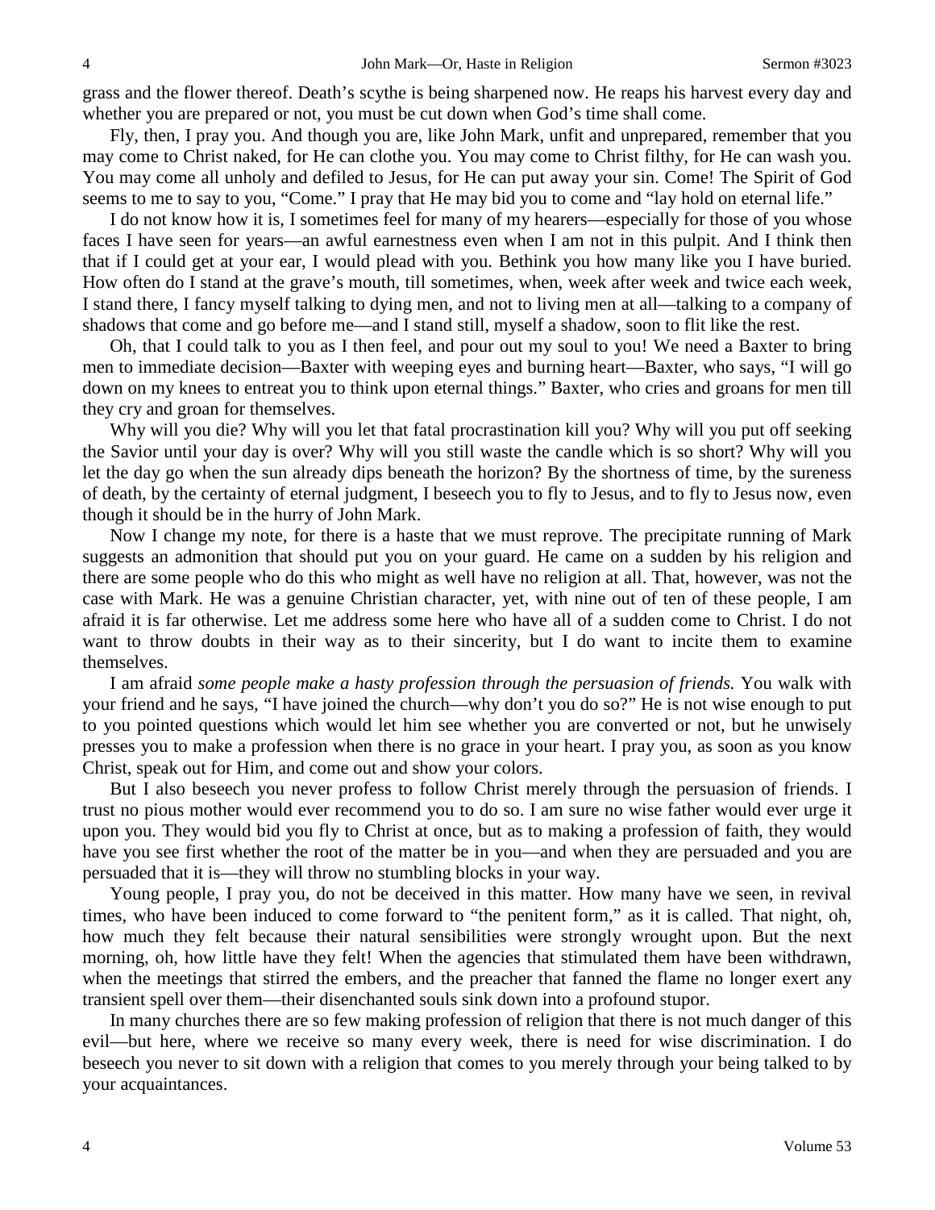grass and the flower thereof. Death's scythe is being sharpened now. He reaps his harvest every day and whether you are prepared or not, you must be cut down when God's time shall come.

Fly, then, I pray you. And though you are, like John Mark, unfit and unprepared, remember that you may come to Christ naked, for He can clothe you. You may come to Christ filthy, for He can wash you. You may come all unholy and defiled to Jesus, for He can put away your sin. Come! The Spirit of God seems to me to say to you, "Come." I pray that He may bid you to come and "lay hold on eternal life."

I do not know how it is, I sometimes feel for many of my hearers—especially for those of you whose faces I have seen for years—an awful earnestness even when I am not in this pulpit. And I think then that if I could get at your ear, I would plead with you. Bethink you how many like you I have buried. How often do I stand at the grave's mouth, till sometimes, when, week after week and twice each week, I stand there, I fancy myself talking to dying men, and not to living men at all—talking to a company of shadows that come and go before me—and I stand still, myself a shadow, soon to flit like the rest.

Oh, that I could talk to you as I then feel, and pour out my soul to you! We need a Baxter to bring men to immediate decision—Baxter with weeping eyes and burning heart—Baxter, who says, "I will go down on my knees to entreat you to think upon eternal things." Baxter, who cries and groans for men till they cry and groan for themselves.

Why will you die? Why will you let that fatal procrastination kill you? Why will you put off seeking the Savior until your day is over? Why will you still waste the candle which is so short? Why will you let the day go when the sun already dips beneath the horizon? By the shortness of time, by the sureness of death, by the certainty of eternal judgment, I beseech you to fly to Jesus, and to fly to Jesus now, even though it should be in the hurry of John Mark.

Now I change my note, for there is a haste that we must reprove. The precipitate running of Mark suggests an admonition that should put you on your guard. He came on a sudden by his religion and there are some people who do this who might as well have no religion at all. That, however, was not the case with Mark. He was a genuine Christian character, yet, with nine out of ten of these people, I am afraid it is far otherwise. Let me address some here who have all of a sudden come to Christ. I do not want to throw doubts in their way as to their sincerity, but I do want to incite them to examine themselves.

I am afraid *some people make a hasty profession through the persuasion of friends.* You walk with your friend and he says, "I have joined the church—why don't you do so?" He is not wise enough to put to you pointed questions which would let him see whether you are converted or not, but he unwisely presses you to make a profession when there is no grace in your heart. I pray you, as soon as you know Christ, speak out for Him, and come out and show your colors.

But I also beseech you never profess to follow Christ merely through the persuasion of friends. I trust no pious mother would ever recommend you to do so. I am sure no wise father would ever urge it upon you. They would bid you fly to Christ at once, but as to making a profession of faith, they would have you see first whether the root of the matter be in you—and when they are persuaded and you are persuaded that it is—they will throw no stumbling blocks in your way.

Young people, I pray you, do not be deceived in this matter. How many have we seen, in revival times, who have been induced to come forward to "the penitent form," as it is called. That night, oh, how much they felt because their natural sensibilities were strongly wrought upon. But the next morning, oh, how little have they felt! When the agencies that stimulated them have been withdrawn, when the meetings that stirred the embers, and the preacher that fanned the flame no longer exert any transient spell over them—their disenchanted souls sink down into a profound stupor.

In many churches there are so few making profession of religion that there is not much danger of this evil—but here, where we receive so many every week, there is need for wise discrimination. I do beseech you never to sit down with a religion that comes to you merely through your being talked to by your acquaintances.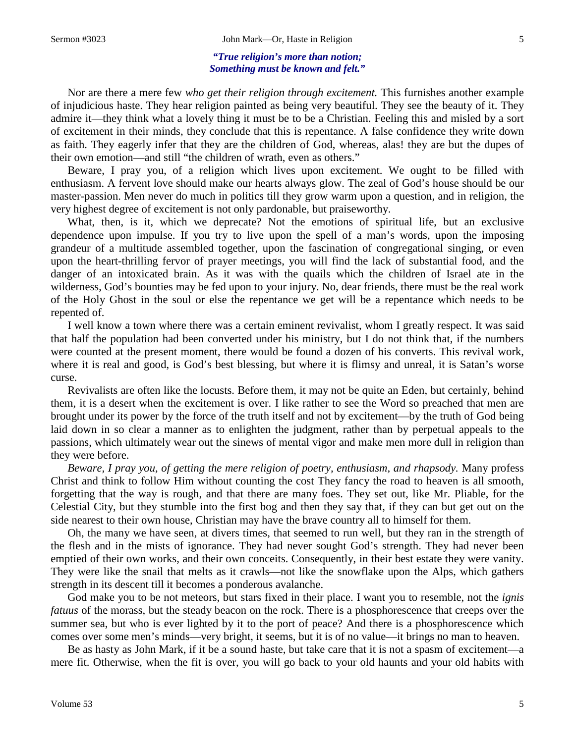*"True religion's more than notion;*
*Something must be known and felt."*

Nor are there a mere few *who get their religion through excitement.* This furnishes another example of injudicious haste. They hear religion painted as being very beautiful. They see the beauty of it. They admire it—they think what a lovely thing it must be to be a Christian. Feeling this and misled by a sort of excitement in their minds, they conclude that this is repentance. A false confidence they write down as faith. They eagerly infer that they are the children of God, whereas, alas! they are but the dupes of their own emotion—and still "the children of wrath, even as others."

Beware, I pray you, of a religion which lives upon excitement. We ought to be filled with enthusiasm. A fervent love should make our hearts always glow. The zeal of God's house should be our master-passion. Men never do much in politics till they grow warm upon a question, and in religion, the very highest degree of excitement is not only pardonable, but praiseworthy.

What, then, is it, which we deprecate? Not the emotions of spiritual life, but an exclusive dependence upon impulse. If you try to live upon the spell of a man's words, upon the imposing grandeur of a multitude assembled together, upon the fascination of congregational singing, or even upon the heart-thrilling fervor of prayer meetings, you will find the lack of substantial food, and the danger of an intoxicated brain. As it was with the quails which the children of Israel ate in the wilderness, God's bounties may be fed upon to your injury. No, dear friends, there must be the real work of the Holy Ghost in the soul or else the repentance we get will be a repentance which needs to be repented of.

I well know a town where there was a certain eminent revivalist, whom I greatly respect. It was said that half the population had been converted under his ministry, but I do not think that, if the numbers were counted at the present moment, there would be found a dozen of his converts. This revival work, where it is real and good, is God's best blessing, but where it is flimsy and unreal, it is Satan's worse curse.

Revivalists are often like the locusts. Before them, it may not be quite an Eden, but certainly, behind them, it is a desert when the excitement is over. I like rather to see the Word so preached that men are brought under its power by the force of the truth itself and not by excitement—by the truth of God being laid down in so clear a manner as to enlighten the judgment, rather than by perpetual appeals to the passions, which ultimately wear out the sinews of mental vigor and make men more dull in religion than they were before.

*Beware, I pray you, of getting the mere religion of poetry, enthusiasm, and rhapsody.* Many profess Christ and think to follow Him without counting the cost They fancy the road to heaven is all smooth, forgetting that the way is rough, and that there are many foes. They set out, like Mr. Pliable, for the Celestial City, but they stumble into the first bog and then they say that, if they can but get out on the side nearest to their own house, Christian may have the brave country all to himself for them.

Oh, the many we have seen, at divers times, that seemed to run well, but they ran in the strength of the flesh and in the mists of ignorance. They had never sought God's strength. They had never been emptied of their own works, and their own conceits. Consequently, in their best estate they were vanity. They were like the snail that melts as it crawls—not like the snowflake upon the Alps, which gathers strength in its descent till it becomes a ponderous avalanche.

God make you to be not meteors, but stars fixed in their place. I want you to resemble, not the *ignis fatuus* of the morass, but the steady beacon on the rock. There is a phosphorescence that creeps over the summer sea, but who is ever lighted by it to the port of peace? And there is a phosphorescence which comes over some men's minds—very bright, it seems, but it is of no value—it brings no man to heaven.

Be as hasty as John Mark, if it be a sound haste, but take care that it is not a spasm of excitement—a mere fit. Otherwise, when the fit is over, you will go back to your old haunts and your old habits with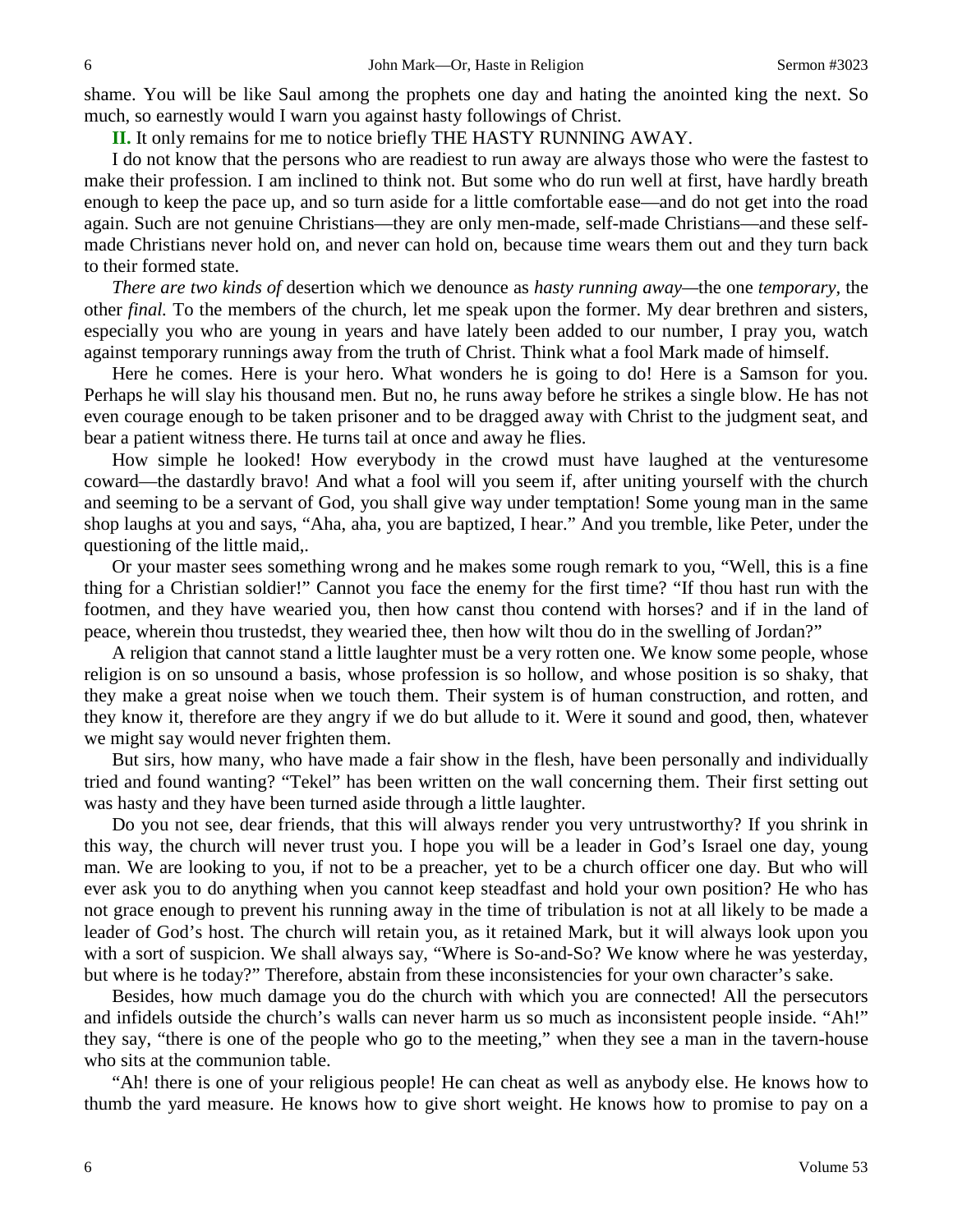shame. You will be like Saul among the prophets one day and hating the anointed king the next. So much, so earnestly would I warn you against hasty followings of Christ.

**II.** It only remains for me to notice briefly THE HASTY RUNNING AWAY.

I do not know that the persons who are readiest to run away are always those who were the fastest to make their profession. I am inclined to think not. But some who do run well at first, have hardly breath enough to keep the pace up, and so turn aside for a little comfortable ease—and do not get into the road again. Such are not genuine Christians—they are only men-made, self-made Christians—and these self-made Christians never hold on, and never can hold on, because time wears them out and they turn back to their formed state.

*There are two kinds of* desertion which we denounce as *hasty running away—*the one *temporary,* the other *final.* To the members of the church, let me speak upon the former. My dear brethren and sisters, especially you who are young in years and have lately been added to our number, I pray you, watch against temporary runnings away from the truth of Christ. Think what a fool Mark made of himself.

Here he comes. Here is your hero. What wonders he is going to do! Here is a Samson for you. Perhaps he will slay his thousand men. But no, he runs away before he strikes a single blow. He has not even courage enough to be taken prisoner and to be dragged away with Christ to the judgment seat, and bear a patient witness there. He turns tail at once and away he flies.

How simple he looked! How everybody in the crowd must have laughed at the venturesome coward—the dastardly bravo! And what a fool will you seem if, after uniting yourself with the church and seeming to be a servant of God, you shall give way under temptation! Some young man in the same shop laughs at you and says, "Aha, aha, you are baptized, I hear." And you tremble, like Peter, under the questioning of the little maid,.

Or your master sees something wrong and he makes some rough remark to you, "Well, this is a fine thing for a Christian soldier!" Cannot you face the enemy for the first time? "If thou hast run with the footmen, and they have wearied you, then how canst thou contend with horses? and if in the land of peace, wherein thou trustedst, they wearied thee, then how wilt thou do in the swelling of Jordan?"

A religion that cannot stand a little laughter must be a very rotten one. We know some people, whose religion is on so unsound a basis, whose profession is so hollow, and whose position is so shaky, that they make a great noise when we touch them. Their system is of human construction, and rotten, and they know it, therefore are they angry if we do but allude to it. Were it sound and good, then, whatever we might say would never frighten them.

But sirs, how many, who have made a fair show in the flesh, have been personally and individually tried and found wanting? "Tekel" has been written on the wall concerning them. Their first setting out was hasty and they have been turned aside through a little laughter.

Do you not see, dear friends, that this will always render you very untrustworthy? If you shrink in this way, the church will never trust you. I hope you will be a leader in God's Israel one day, young man. We are looking to you, if not to be a preacher, yet to be a church officer one day. But who will ever ask you to do anything when you cannot keep steadfast and hold your own position? He who has not grace enough to prevent his running away in the time of tribulation is not at all likely to be made a leader of God's host. The church will retain you, as it retained Mark, but it will always look upon you with a sort of suspicion. We shall always say, "Where is So-and-So? We know where he was yesterday, but where is he today?" Therefore, abstain from these inconsistencies for your own character's sake.

Besides, how much damage you do the church with which you are connected! All the persecutors and infidels outside the church's walls can never harm us so much as inconsistent people inside. "Ah!" they say, "there is one of the people who go to the meeting," when they see a man in the tavern-house who sits at the communion table.

"Ah! there is one of your religious people! He can cheat as well as anybody else. He knows how to thumb the yard measure. He knows how to give short weight. He knows how to promise to pay on a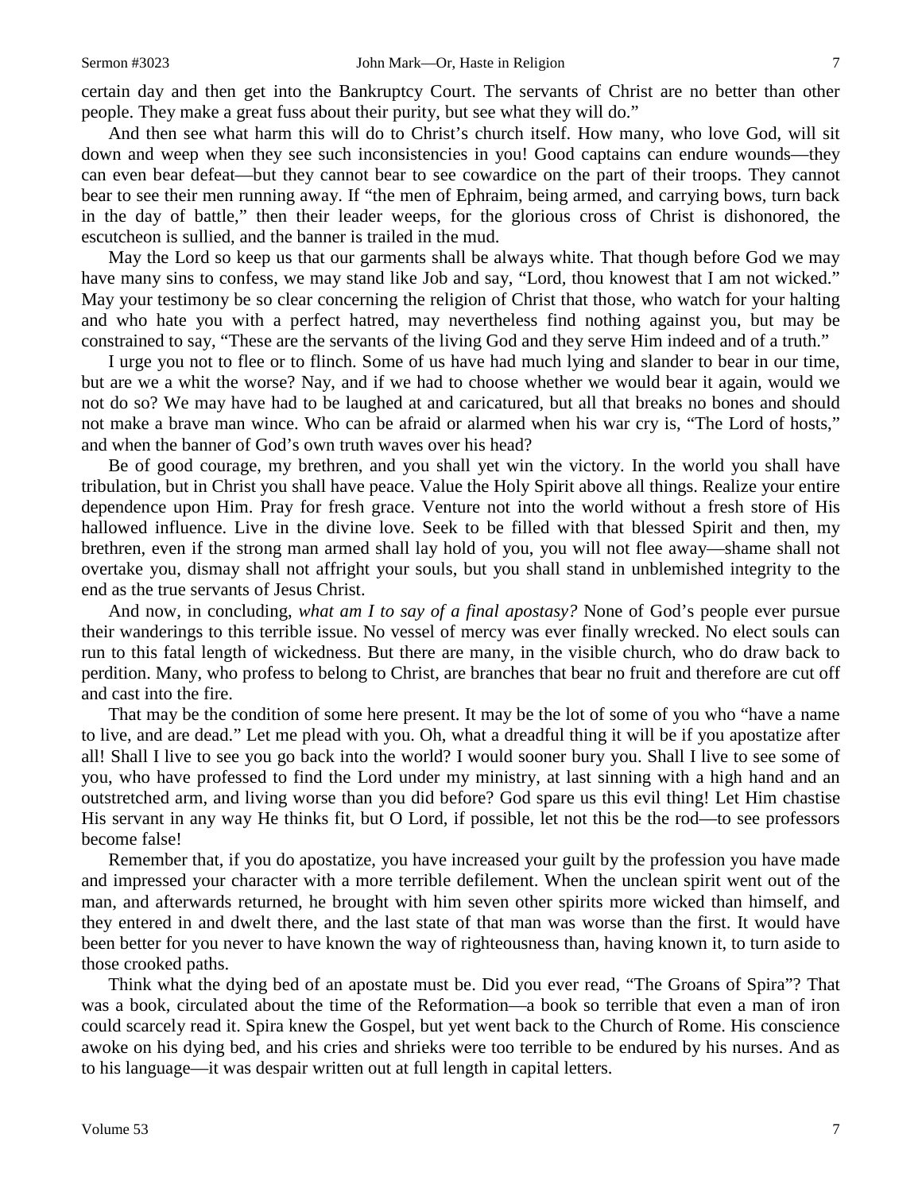certain day and then get into the Bankruptcy Court. The servants of Christ are no better than other people. They make a great fuss about their purity, but see what they will do."

And then see what harm this will do to Christ's church itself. How many, who love God, will sit down and weep when they see such inconsistencies in you! Good captains can endure wounds—they can even bear defeat—but they cannot bear to see cowardice on the part of their troops. They cannot bear to see their men running away. If "the men of Ephraim, being armed, and carrying bows, turn back in the day of battle," then their leader weeps, for the glorious cross of Christ is dishonored, the escutcheon is sullied, and the banner is trailed in the mud.

May the Lord so keep us that our garments shall be always white. That though before God we may have many sins to confess, we may stand like Job and say, "Lord, thou knowest that I am not wicked." May your testimony be so clear concerning the religion of Christ that those, who watch for your halting and who hate you with a perfect hatred, may nevertheless find nothing against you, but may be constrained to say, "These are the servants of the living God and they serve Him indeed and of a truth."

I urge you not to flee or to flinch. Some of us have had much lying and slander to bear in our time, but are we a whit the worse? Nay, and if we had to choose whether we would bear it again, would we not do so? We may have had to be laughed at and caricatured, but all that breaks no bones and should not make a brave man wince. Who can be afraid or alarmed when his war cry is, "The Lord of hosts," and when the banner of God's own truth waves over his head?

Be of good courage, my brethren, and you shall yet win the victory. In the world you shall have tribulation, but in Christ you shall have peace. Value the Holy Spirit above all things. Realize your entire dependence upon Him. Pray for fresh grace. Venture not into the world without a fresh store of His hallowed influence. Live in the divine love. Seek to be filled with that blessed Spirit and then, my brethren, even if the strong man armed shall lay hold of you, you will not flee away—shame shall not overtake you, dismay shall not affright your souls, but you shall stand in unblemished integrity to the end as the true servants of Jesus Christ.

And now, in concluding, *what am I to say of a final apostasy?* None of God's people ever pursue their wanderings to this terrible issue. No vessel of mercy was ever finally wrecked. No elect souls can run to this fatal length of wickedness. But there are many, in the visible church, who do draw back to perdition. Many, who profess to belong to Christ, are branches that bear no fruit and therefore are cut off and cast into the fire.

That may be the condition of some here present. It may be the lot of some of you who "have a name to live, and are dead." Let me plead with you. Oh, what a dreadful thing it will be if you apostatize after all! Shall I live to see you go back into the world? I would sooner bury you. Shall I live to see some of you, who have professed to find the Lord under my ministry, at last sinning with a high hand and an outstretched arm, and living worse than you did before? God spare us this evil thing! Let Him chastise His servant in any way He thinks fit, but O Lord, if possible, let not this be the rod—to see professors become false!

Remember that, if you do apostatize, you have increased your guilt by the profession you have made and impressed your character with a more terrible defilement. When the unclean spirit went out of the man, and afterwards returned, he brought with him seven other spirits more wicked than himself, and they entered in and dwelt there, and the last state of that man was worse than the first. It would have been better for you never to have known the way of righteousness than, having known it, to turn aside to those crooked paths.

Think what the dying bed of an apostate must be. Did you ever read, "The Groans of Spira"? That was a book, circulated about the time of the Reformation—a book so terrible that even a man of iron could scarcely read it. Spira knew the Gospel, but yet went back to the Church of Rome. His conscience awoke on his dying bed, and his cries and shrieks were too terrible to be endured by his nurses. And as to his language—it was despair written out at full length in capital letters.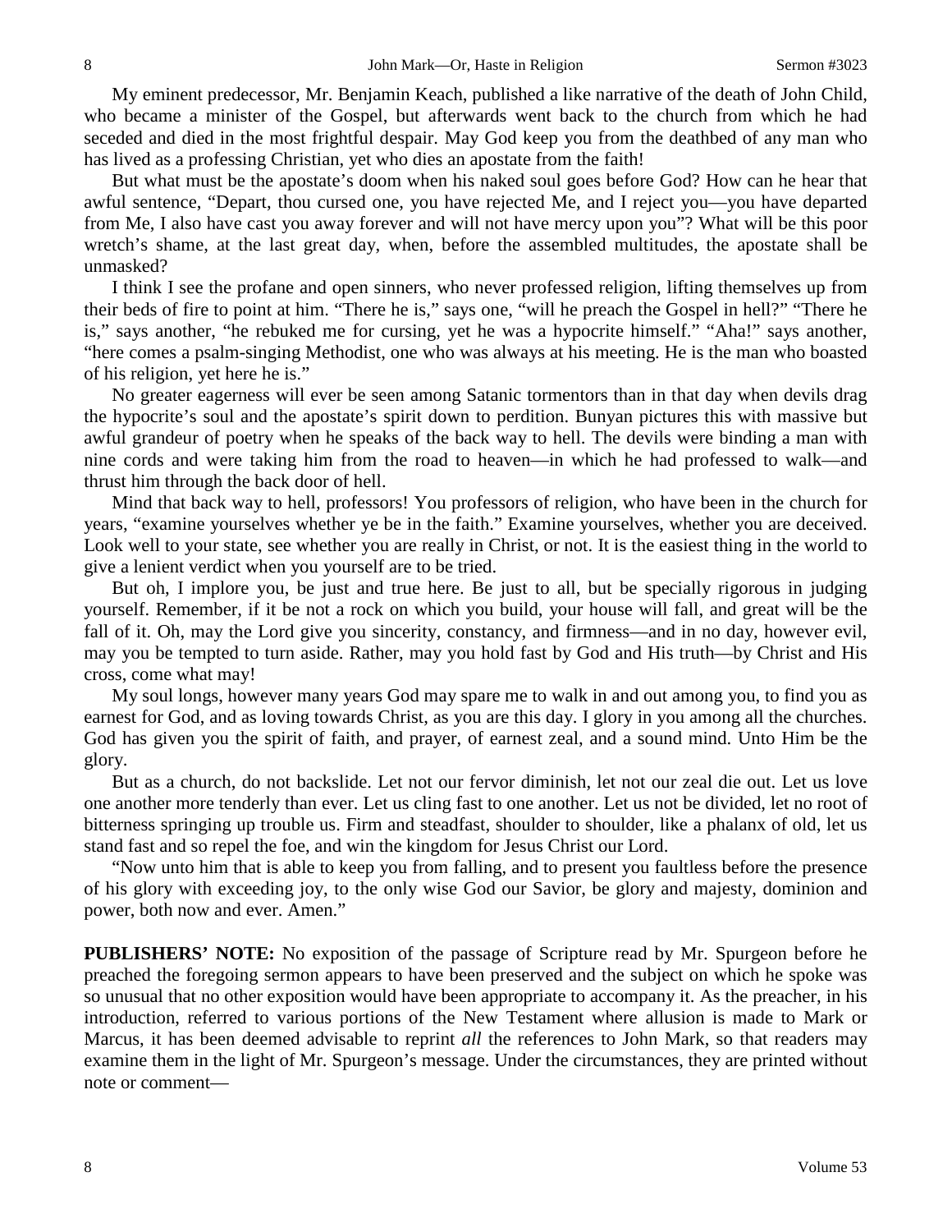My eminent predecessor, Mr. Benjamin Keach, published a like narrative of the death of John Child, who became a minister of the Gospel, but afterwards went back to the church from which he had seceded and died in the most frightful despair. May God keep you from the deathbed of any man who has lived as a professing Christian, yet who dies an apostate from the faith!

But what must be the apostate's doom when his naked soul goes before God? How can he hear that awful sentence, "Depart, thou cursed one, you have rejected Me, and I reject you—you have departed from Me, I also have cast you away forever and will not have mercy upon you"? What will be this poor wretch's shame, at the last great day, when, before the assembled multitudes, the apostate shall be unmasked?

I think I see the profane and open sinners, who never professed religion, lifting themselves up from their beds of fire to point at him. "There he is," says one, "will he preach the Gospel in hell?" "There he is," says another, "he rebuked me for cursing, yet he was a hypocrite himself." "Aha!" says another, "here comes a psalm-singing Methodist, one who was always at his meeting. He is the man who boasted of his religion, yet here he is."

No greater eagerness will ever be seen among Satanic tormentors than in that day when devils drag the hypocrite's soul and the apostate's spirit down to perdition. Bunyan pictures this with massive but awful grandeur of poetry when he speaks of the back way to hell. The devils were binding a man with nine cords and were taking him from the road to heaven—in which he had professed to walk—and thrust him through the back door of hell.

Mind that back way to hell, professors! You professors of religion, who have been in the church for years, "examine yourselves whether ye be in the faith." Examine yourselves, whether you are deceived. Look well to your state, see whether you are really in Christ, or not. It is the easiest thing in the world to give a lenient verdict when you yourself are to be tried.

But oh, I implore you, be just and true here. Be just to all, but be specially rigorous in judging yourself. Remember, if it be not a rock on which you build, your house will fall, and great will be the fall of it. Oh, may the Lord give you sincerity, constancy, and firmness—and in no day, however evil, may you be tempted to turn aside. Rather, may you hold fast by God and His truth—by Christ and His cross, come what may!

My soul longs, however many years God may spare me to walk in and out among you, to find you as earnest for God, and as loving towards Christ, as you are this day. I glory in you among all the churches. God has given you the spirit of faith, and prayer, of earnest zeal, and a sound mind. Unto Him be the glory.

But as a church, do not backslide. Let not our fervor diminish, let not our zeal die out. Let us love one another more tenderly than ever. Let us cling fast to one another. Let us not be divided, let no root of bitterness springing up trouble us. Firm and steadfast, shoulder to shoulder, like a phalanx of old, let us stand fast and so repel the foe, and win the kingdom for Jesus Christ our Lord.

"Now unto him that is able to keep you from falling, and to present you faultless before the presence of his glory with exceeding joy, to the only wise God our Savior, be glory and majesty, dominion and power, both now and ever. Amen."

**PUBLISHERS' NOTE:** No exposition of the passage of Scripture read by Mr. Spurgeon before he preached the foregoing sermon appears to have been preserved and the subject on which he spoke was so unusual that no other exposition would have been appropriate to accompany it. As the preacher, in his introduction, referred to various portions of the New Testament where allusion is made to Mark or Marcus, it has been deemed advisable to reprint *all* the references to John Mark, so that readers may examine them in the light of Mr. Spurgeon's message. Under the circumstances, they are printed without note or comment—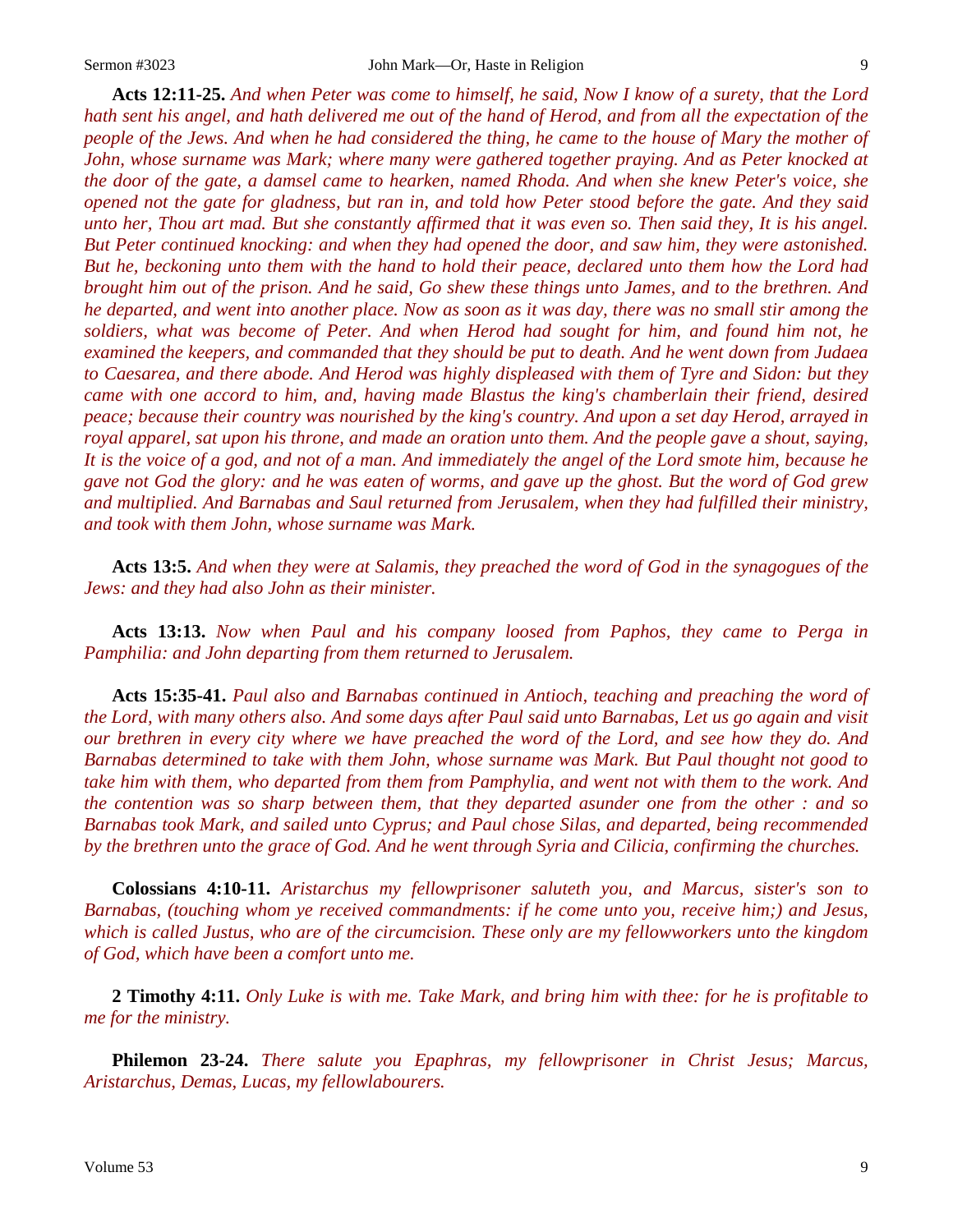**Acts 12:11-25.** *And when Peter was come to himself, he said, Now I know of a surety, that the Lord hath sent his angel, and hath delivered me out of the hand of Herod, and from all the expectation of the people of the Jews. And when he had considered the thing, he came to the house of Mary the mother of John, whose surname was Mark; where many were gathered together praying. And as Peter knocked at the door of the gate, a damsel came to hearken, named Rhoda. And when she knew Peter's voice, she opened not the gate for gladness, but ran in, and told how Peter stood before the gate. And they said unto her, Thou art mad. But she constantly affirmed that it was even so. Then said they, It is his angel. But Peter continued knocking: and when they had opened the door, and saw him, they were astonished. But he, beckoning unto them with the hand to hold their peace, declared unto them how the Lord had brought him out of the prison. And he said, Go shew these things unto James, and to the brethren. And he departed, and went into another place. Now as soon as it was day, there was no small stir among the soldiers, what was become of Peter. And when Herod had sought for him, and found him not, he examined the keepers, and commanded that they should be put to death. And he went down from Judaea to Caesarea, and there abode. And Herod was highly displeased with them of Tyre and Sidon: but they came with one accord to him, and, having made Blastus the king's chamberlain their friend, desired peace; because their country was nourished by the king's country. And upon a set day Herod, arrayed in royal apparel, sat upon his throne, and made an oration unto them. And the people gave a shout, saying, It is the voice of a god, and not of a man. And immediately the angel of the Lord smote him, because he gave not God the glory: and he was eaten of worms, and gave up the ghost. But the word of God grew and multiplied. And Barnabas and Saul returned from Jerusalem, when they had fulfilled their ministry, and took with them John, whose surname was Mark.*

**Acts 13:5.** *And when they were at Salamis, they preached the word of God in the synagogues of the Jews: and they had also John as their minister.*

**Acts 13:13.** *Now when Paul and his company loosed from Paphos, they came to Perga in Pamphilia: and John departing from them returned to Jerusalem.*

**Acts 15:35-41.** *Paul also and Barnabas continued in Antioch, teaching and preaching the word of the Lord, with many others also. And some days after Paul said unto Barnabas, Let us go again and visit our brethren in every city where we have preached the word of the Lord, and see how they do. And Barnabas determined to take with them John, whose surname was Mark. But Paul thought not good to take him with them, who departed from them from Pamphylia, and went not with them to the work. And the contention was so sharp between them, that they departed asunder one from the other : and so Barnabas took Mark, and sailed unto Cyprus; and Paul chose Silas, and departed, being recommended by the brethren unto the grace of God. And he went through Syria and Cilicia, confirming the churches.*

**Colossians 4:10-11.** *Aristarchus my fellowprisoner saluteth you, and Marcus, sister's son to Barnabas, (touching whom ye received commandments: if he come unto you, receive him;) and Jesus, which is called Justus, who are of the circumcision. These only are my fellowworkers unto the kingdom of God, which have been a comfort unto me.*

**2 Timothy 4:11.** *Only Luke is with me. Take Mark, and bring him with thee: for he is profitable to me for the ministry.*

**Philemon 23-24.** *There salute you Epaphras, my fellowprisoner in Christ Jesus; Marcus, Aristarchus, Demas, Lucas, my fellowlabourers.*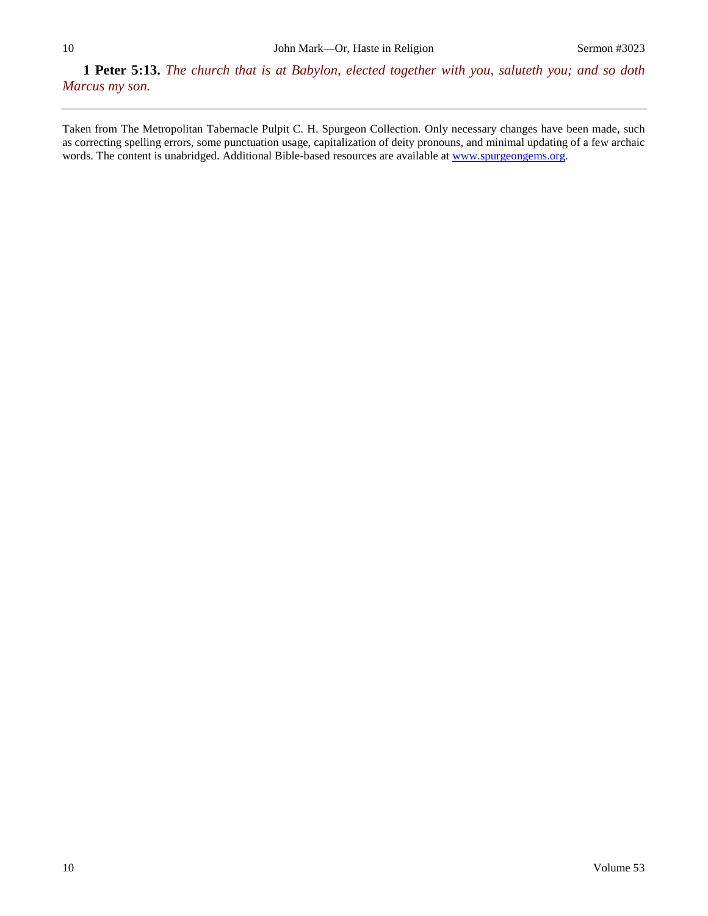**1 Peter 5:13.** *The church that is at Babylon, elected together with you, saluteth you; and so doth Marcus my son.*

---

Taken from The Metropolitan Tabernacle Pulpit C. H. Spurgeon Collection. Only necessary changes have been made, such as correcting spelling errors, some punctuation usage, capitalization of deity pronouns, and minimal updating of a few archaic words. The content is unabridged. Additional Bible-based resources are available at www.spurgeongems.org.